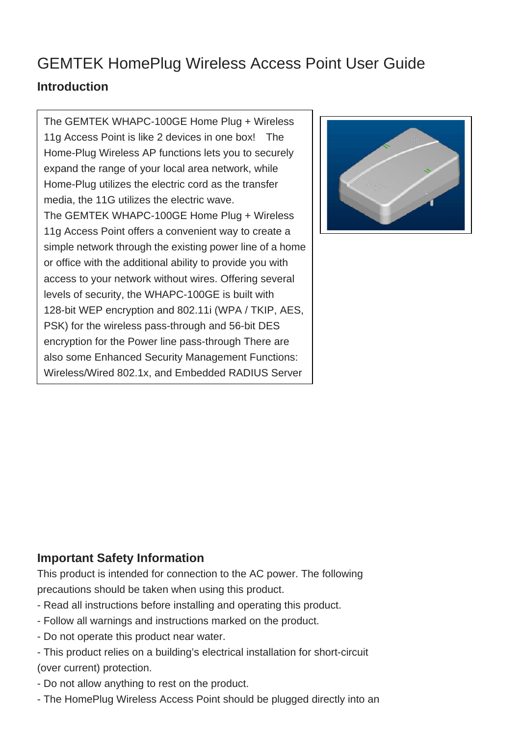# GEMTEK HomePlug Wireless Access Point User Guide

## Introduction

The GEMTEK WHAPC-100GE Home Plug + Wireless 11g Access Point is like 2 devices in one box! The Home-Plug Wireless AP functions lets you to securely expand the range of your local area network, while Home-Plug utilizes the electric cord as the transfer media, the 11G utilizes the electric wave.
The GEMTEK WHAPC-100GE Home Plug + Wireless 11g Access Point offers a convenient way to create a simple network through the existing power line of a home or office with the additional ability to provide you with access to your network without wires. Offering several levels of security, the WHAPC-100GE is built with 128-bit WEP encryption and 802.11i (WPA / TKIP, AES, PSK) for the wireless pass-through and 56-bit DES encryption for the Power line pass-through There are also some Enhanced Security Management Functions: Wireless/Wired 802.1x, and Embedded RADIUS Server

## Important Safety Information

This product is intended for connection to the AC power. The following precautions should be taken when using this product.

- Read all instructions before installing and operating this product.
- Follow all warnings and instructions marked on the product.
- Do not operate this product near water.
- This product relies on a building's electrical installation for short-circuit (over current) protection.
- Do not allow anything to rest on the product.
- The HomePlug Wireless Access Point should be plugged directly into an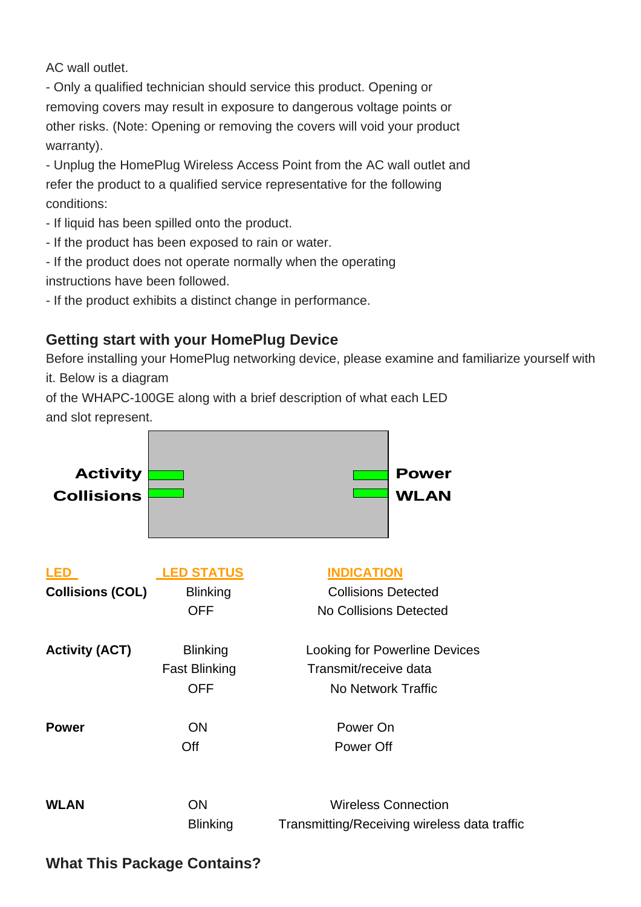AC wall outlet.

- Only a qualified technician should service this product. Opening or removing covers may result in exposure to dangerous voltage points or other risks. (Note: Opening or removing the covers will void your product warranty).
- Unplug the HomePlug Wireless Access Point from the AC wall outlet and refer the product to a qualified service representative for the following conditions:
- If liquid has been spilled onto the product.
- If the product has been exposed to rain or water.
- If the product does not operate normally when the operating instructions have been followed.
- If the product exhibits a distinct change in performance.

## Getting start with your HomePlug Device

Before installing your HomePlug networking device, please examine and familiarize yourself with it. Below is a diagram of the WHAPC-100GE along with a brief description of what each LED and slot represent.

**Activity** | **Collisions** | **Power** | **WLAN**

| LED | LED STATUS | INDICATION |
|---|---|---|
| **Collisions (COL)** | Blinking | Collisions Detected |
| | OFF | No Collisions Detected |
| **Activity (ACT)** | Blinking | Looking for Powerline Devices |
| | Fast Blinking | Transmit/receive data |
| | OFF | No Network Traffic |
| **Power** | ON | Power On |
| | Off | Power Off |
| **WLAN** | ON | Wireless Connection |
| | Blinking | Transmitting/Receiving wireless data traffic |

## What This Package Contains?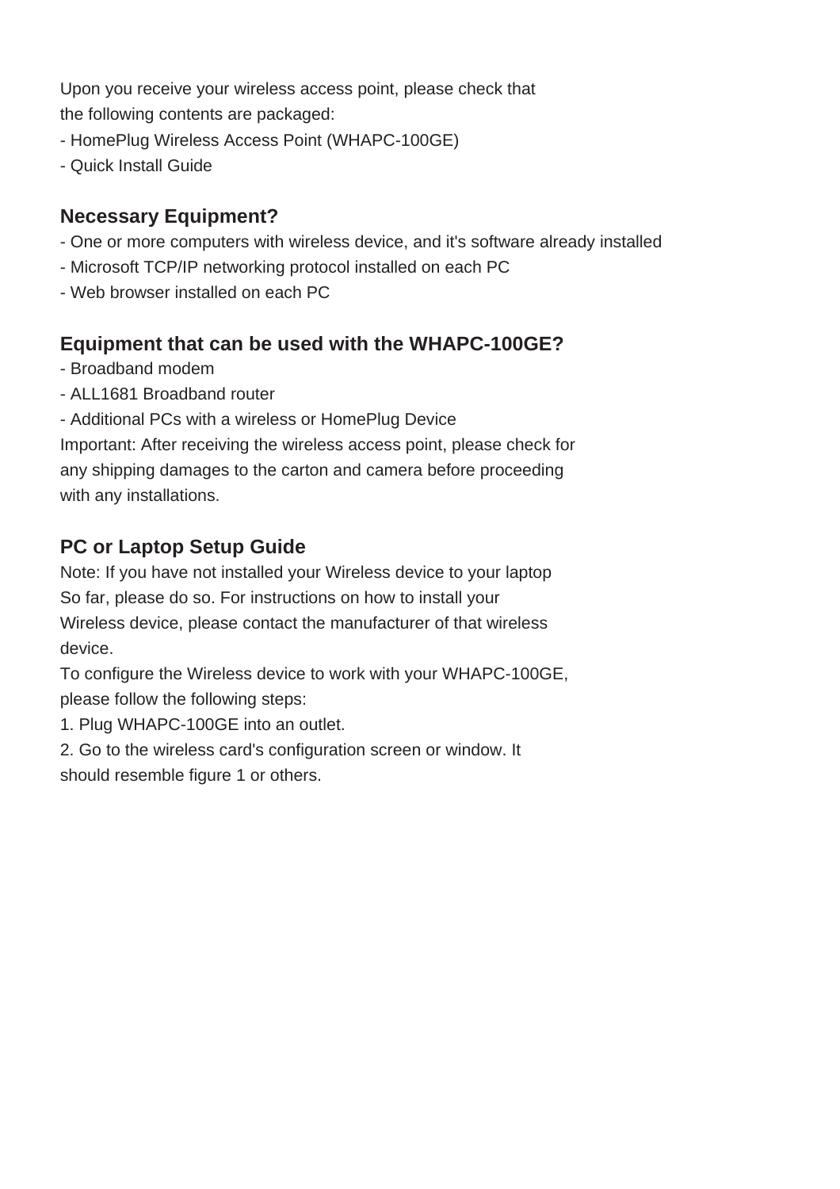Upon you receive your wireless access point, please check that the following contents are packaged:

- HomePlug Wireless Access Point (WHAPC-100GE)
- Quick Install Guide

### Necessary Equipment?

- One or more computers with wireless device, and it's software already installed
- Microsoft TCP/IP networking protocol installed on each PC
- Web browser installed on each PC

### Equipment that can be used with the WHAPC-100GE?

- Broadband modem
- ALL1681 Broadband router
- Additional PCs with a wireless or HomePlug Device

Important: After receiving the wireless access point, please check for any shipping damages to the carton and camera before proceeding with any installations.

### PC or Laptop Setup Guide

Note: If you have not installed your Wireless device to your laptop So far, please do so. For instructions on how to install your Wireless device, please contact the manufacturer of that wireless device.

To configure the Wireless device to work with your WHAPC-100GE, please follow the following steps:

1. Plug WHAPC-100GE into an outlet.
2. Go to the wireless card's configuration screen or window. It should resemble figure 1 or others.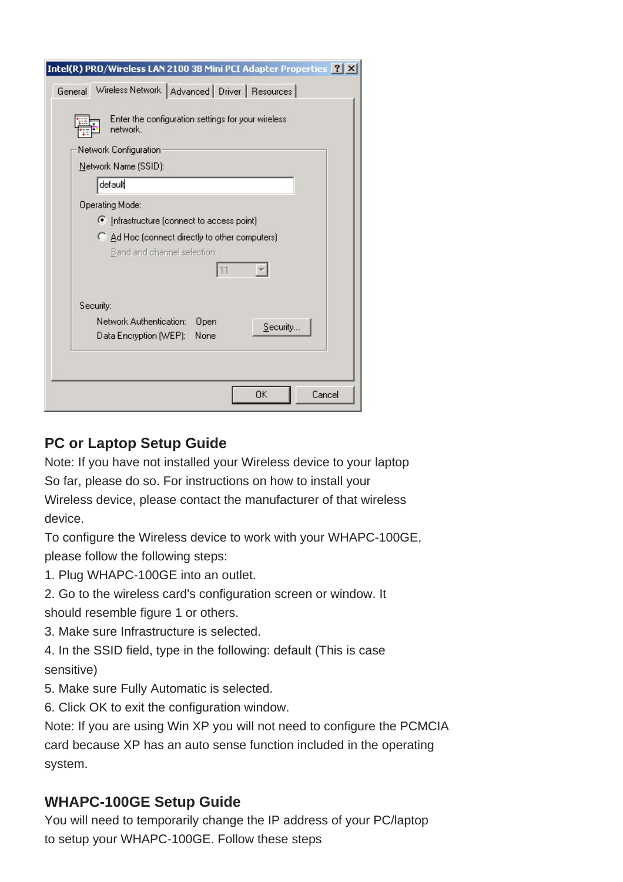## PC or Laptop Setup Guide

Note: If you have not installed your Wireless device to your laptop So far, please do so. For instructions on how to install your Wireless device, please contact the manufacturer of that wireless device.

To configure the Wireless device to work with your WHAPC-100GE, please follow the following steps:

1. Plug WHAPC-100GE into an outlet.
2. Go to the wireless card's configuration screen or window. It should resemble figure 1 or others.
3. Make sure Infrastructure is selected.
4. In the SSID field, type in the following: default (This is case sensitive)
5. Make sure Fully Automatic is selected.
6. Click OK to exit the configuration window.

Note: If you are using Win XP you will not need to configure the PCMCIA card because XP has an auto sense function included in the operating system.

## WHAPC-100GE Setup Guide

You will need to temporarily change the IP address of your PC/laptop to setup your WHAPC-100GE. Follow these steps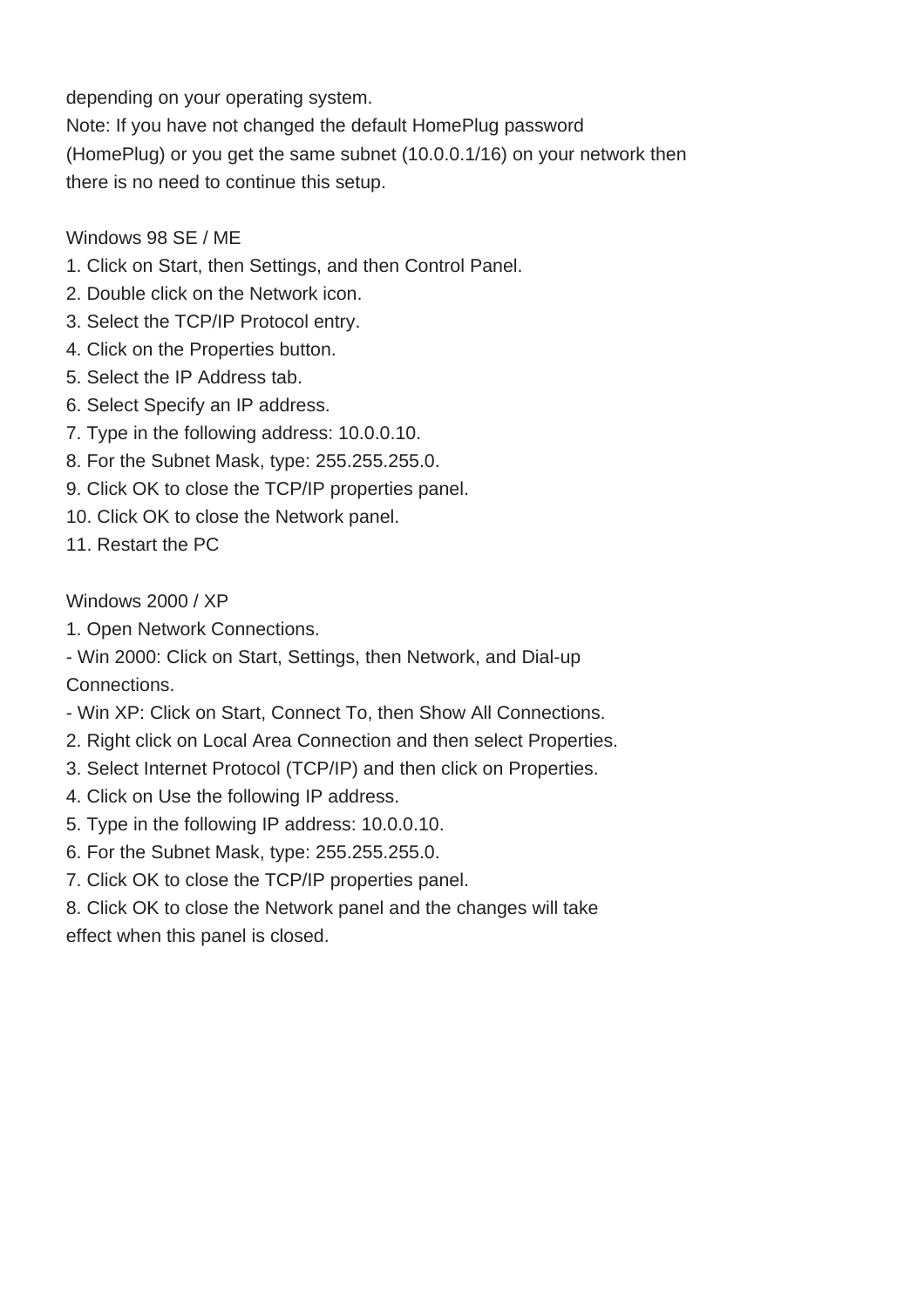depending on your operating system.
Note: If you have not changed the default HomePlug password (HomePlug) or you get the same subnet (10.0.0.1/16) on your network then there is no need to continue this setup.

Windows 98 SE / ME

1. Click on Start, then Settings, and then Control Panel.
2. Double click on the Network icon.
3. Select the TCP/IP Protocol entry.
4. Click on the Properties button.
5. Select the IP Address tab.
6. Select Specify an IP address.
7. Type in the following address: 10.0.0.10.
8. For the Subnet Mask, type: 255.255.255.0.
9. Click OK to close the TCP/IP properties panel.
10. Click OK to close the Network panel.
11. Restart the PC

Windows 2000 / XP

1. Open Network Connections.
   - Win 2000: Click on Start, Settings, then Network, and Dial-up Connections.
   - Win XP: Click on Start, Connect To, then Show All Connections.
2. Right click on Local Area Connection and then select Properties.
3. Select Internet Protocol (TCP/IP) and then click on Properties.
4. Click on Use the following IP address.
5. Type in the following IP address: 10.0.0.10.
6. For the Subnet Mask, type: 255.255.255.0.
7. Click OK to close the TCP/IP properties panel.
8. Click OK to close the Network panel and the changes will take effect when this panel is closed.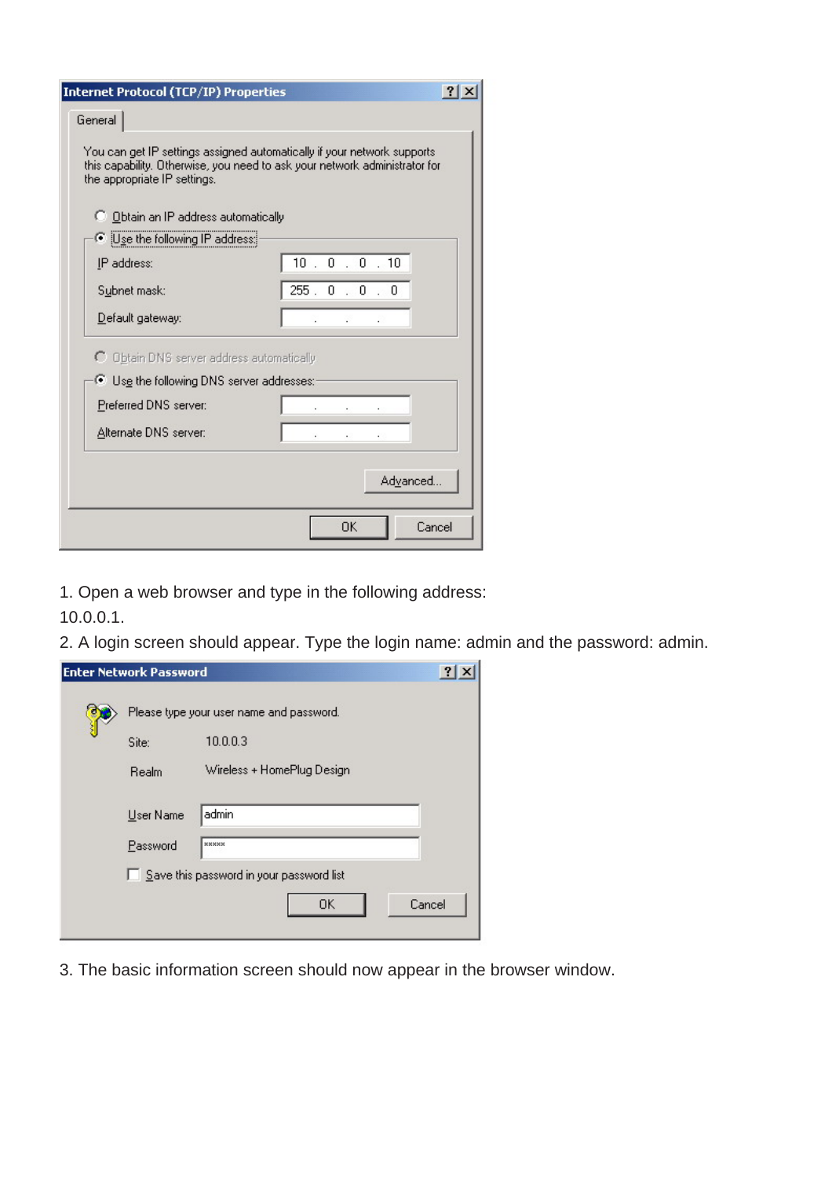1. Open a web browser and type in the following address: 10.0.0.1.
2. A login screen should appear. Type the login name: admin and the password: admin.
3. The basic information screen should now appear in the browser window.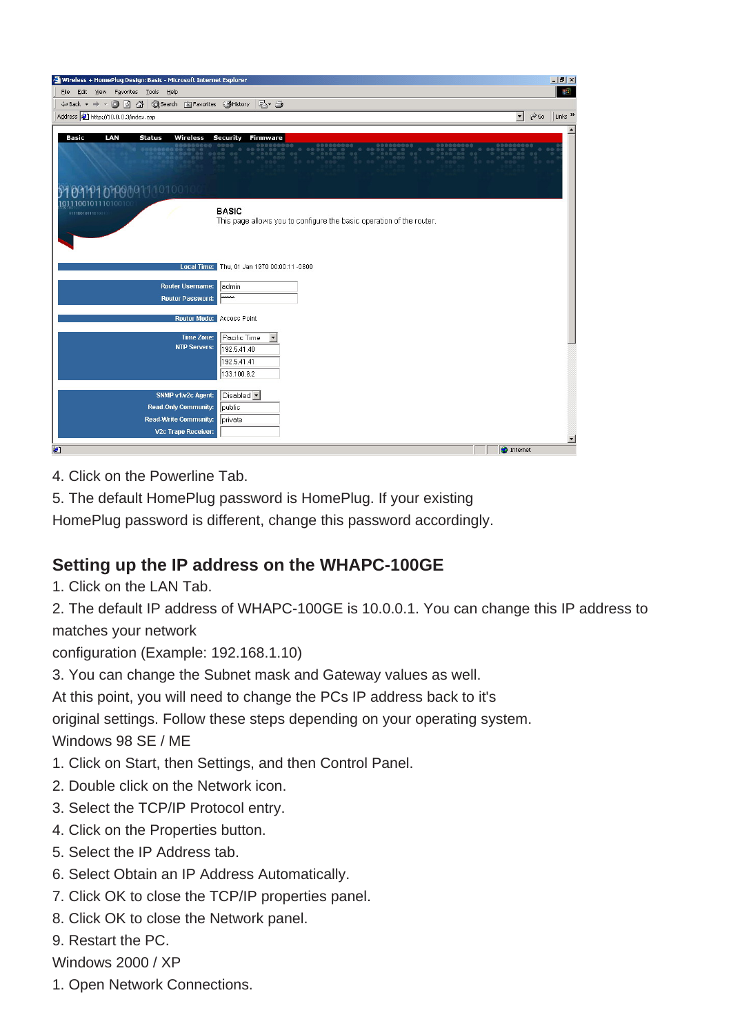4. Click on the Powerline Tab.

5. The default HomePlug password is HomePlug. If your existing HomePlug password is different, change this password accordingly.

## Setting up the IP address on the WHAPC-100GE

1. Click on the LAN Tab.
2. The default IP address of WHAPC-100GE is 10.0.0.1. You can change this IP address to matches your network configuration (Example: 192.168.1.10)
3. You can change the Subnet mask and Gateway values as well.

At this point, you will need to change the PCs IP address back to it's original settings. Follow these steps depending on your operating system.

Windows 98 SE / ME

1. Click on Start, then Settings, and then Control Panel.
2. Double click on the Network icon.
3. Select the TCP/IP Protocol entry.
4. Click on the Properties button.
5. Select the IP Address tab.
6. Select Obtain an IP Address Automatically.
7. Click OK to close the TCP/IP properties panel.
8. Click OK to close the Network panel.
9. Restart the PC.

Windows 2000 / XP

1. Open Network Connections.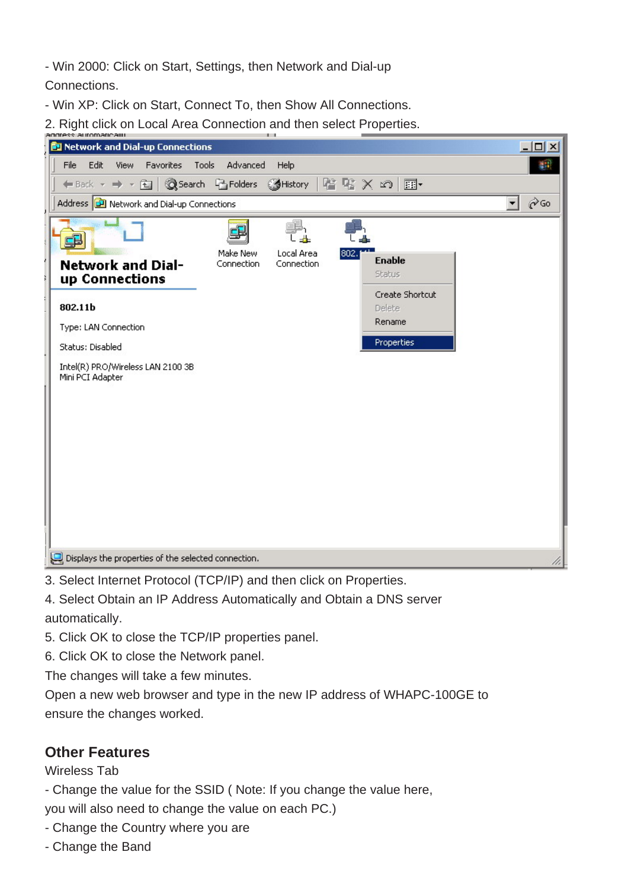- Win 2000: Click on Start, Settings, then Network and Dial-up Connections.
- Win XP: Click on Start, Connect To, then Show All Connections.

2. Right click on Local Area Connection and then select Properties.

3. Select Internet Protocol (TCP/IP) and then click on Properties.
4. Select Obtain an IP Address Automatically and Obtain a DNS server automatically.
5. Click OK to close the TCP/IP properties panel.
6. Click OK to close the Network panel.

The changes will take a few minutes.

Open a new web browser and type in the new IP address of WHAPC-100GE to ensure the changes worked.

## Other Features

Wireless Tab

- Change the value for the SSID ( Note: If you change the value here, you will also need to change the value on each PC.)
- Change the Country where you are
- Change the Band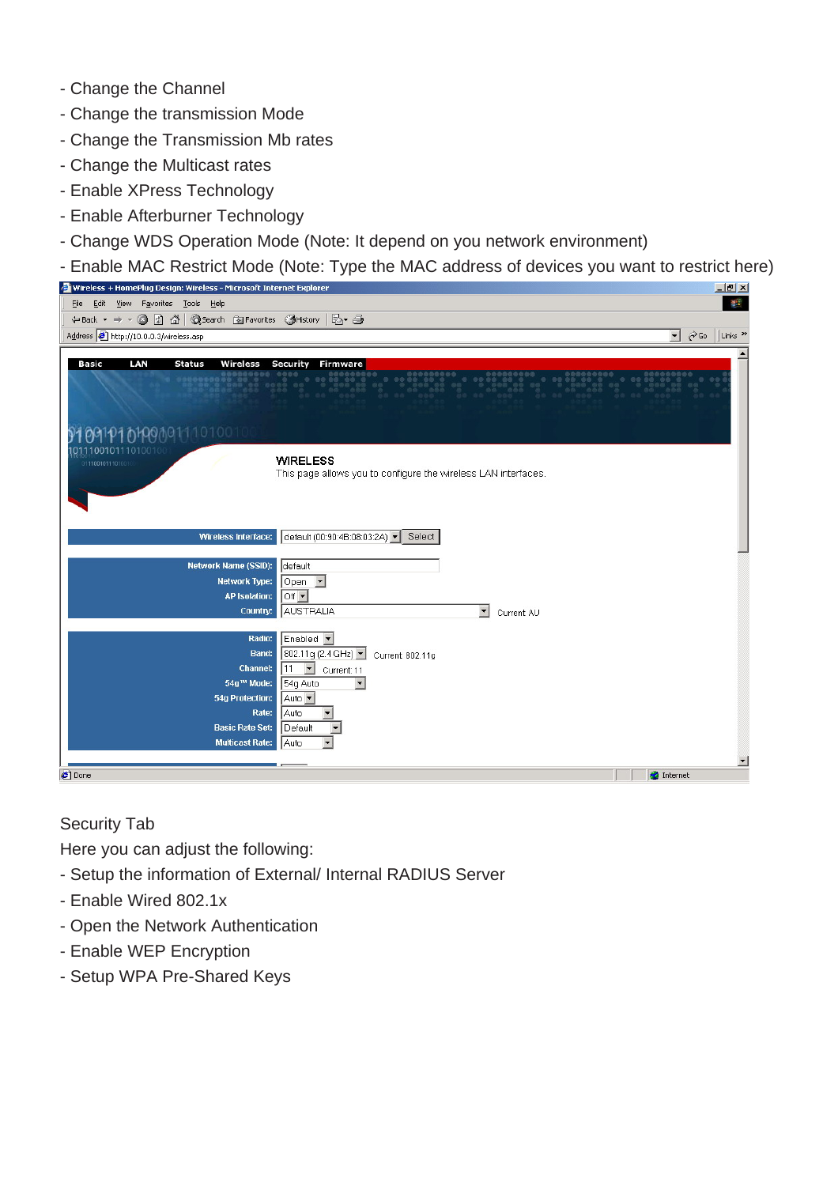- Change the Channel
- Change the transmission Mode
- Change the Transmission Mb rates
- Change the Multicast rates
- Enable XPress Technology
- Enable Afterburner Technology
- Change WDS Operation Mode (Note: It depend on you network environment)
- Enable MAC Restrict Mode (Note: Type the MAC address of devices you want to restrict here)

Security Tab

Here you can adjust the following:

- Setup the information of External/ Internal RADIUS Server
- Enable Wired 802.1x
- Open the Network Authentication
- Enable WEP Encryption
- Setup WPA Pre-Shared Keys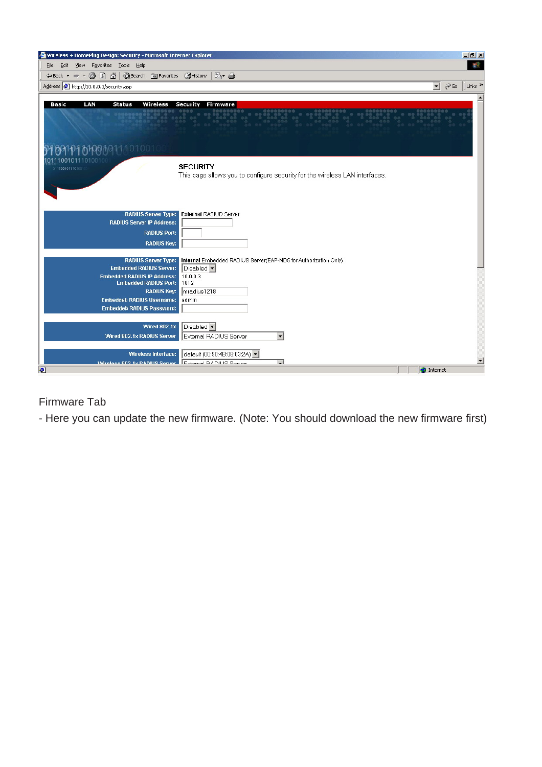Firmware Tab

- Here you can update the new firmware. (Note: You should download the new firmware first)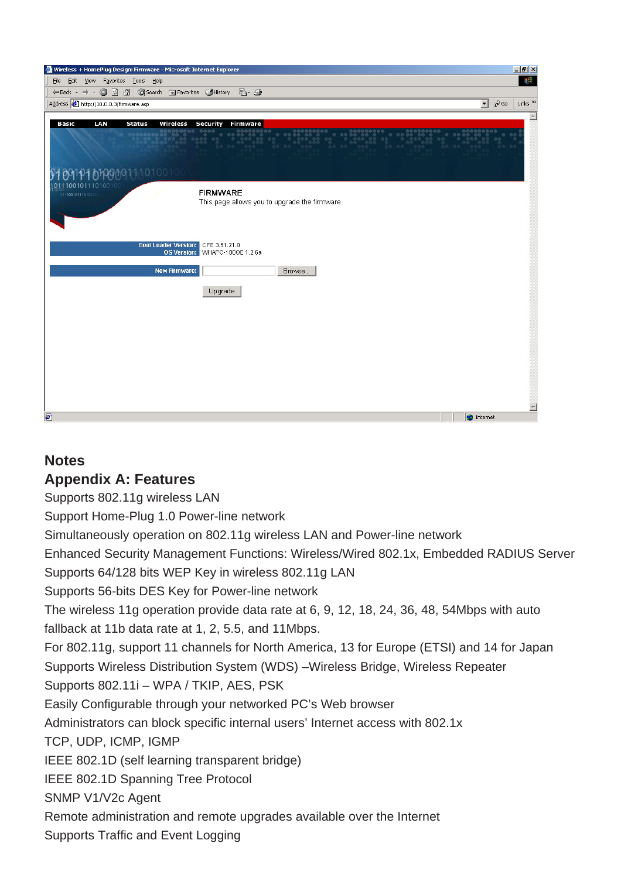## Notes

## Appendix A: Features

Supports 802.11g wireless LAN

Support Home-Plug 1.0 Power-line network

Simultaneously operation on 802.11g wireless LAN and Power-line network

Enhanced Security Management Functions: Wireless/Wired 802.1x, Embedded RADIUS Server

Supports 64/128 bits WEP Key in wireless 802.11g LAN

Supports 56-bits DES Key for Power-line network

The wireless 11g operation provide data rate at 6, 9, 12, 18, 24, 36, 48, 54Mbps with auto fallback at 11b data rate at 1, 2, 5.5, and 11Mbps.

For 802.11g, support 11 channels for North America, 13 for Europe (ETSI) and 14 for Japan

Supports Wireless Distribution System (WDS) –Wireless Bridge, Wireless Repeater

Supports 802.11i – WPA / TKIP, AES, PSK

Easily Configurable through your networked PC's Web browser

Administrators can block specific internal users' Internet access with 802.1x

TCP, UDP, ICMP, IGMP

IEEE 802.1D (self learning transparent bridge)

IEEE 802.1D Spanning Tree Protocol

SNMP V1/V2c Agent

Remote administration and remote upgrades available over the Internet

Supports Traffic and Event Logging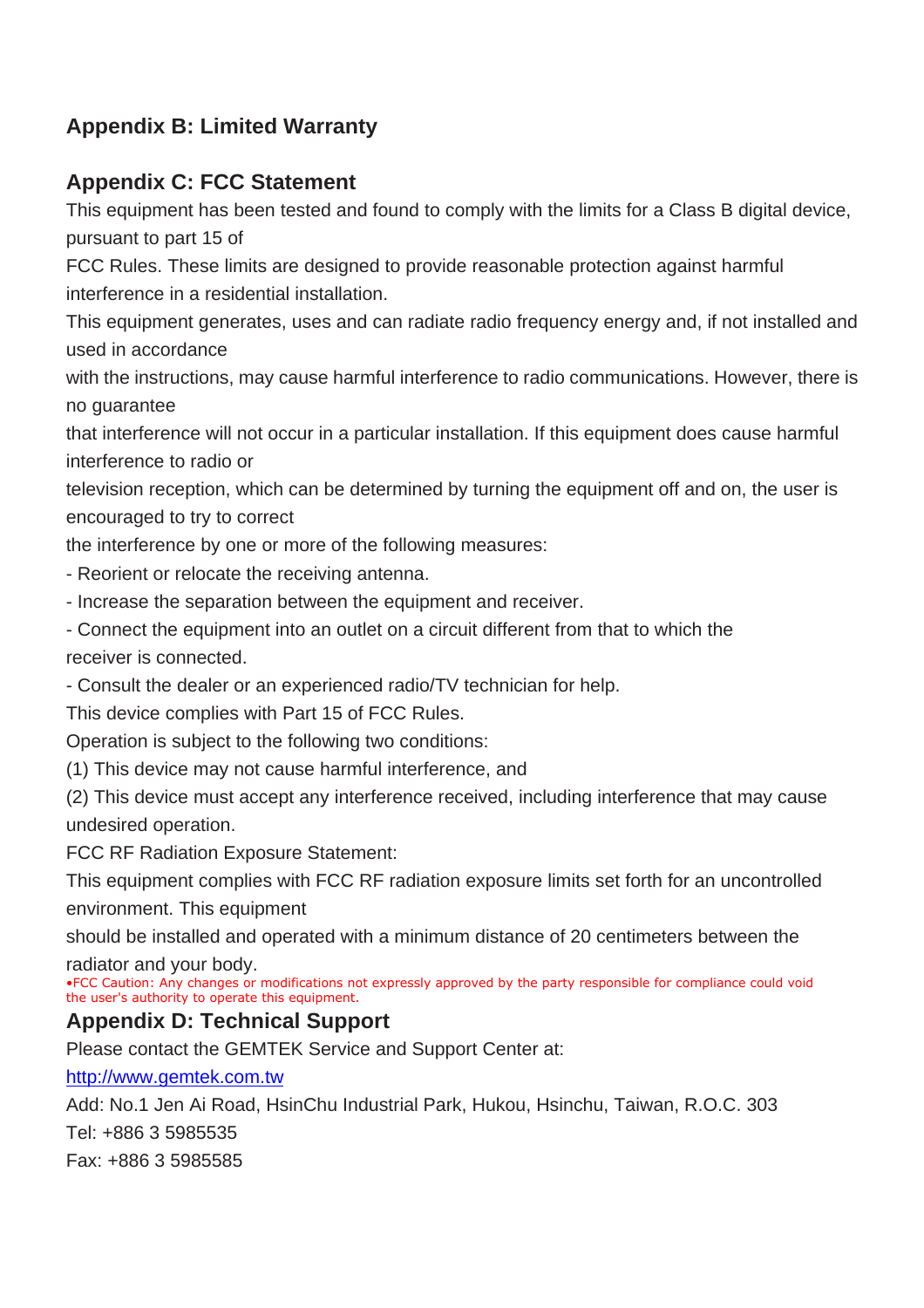## Appendix B: Limited Warranty

## Appendix C: FCC Statement

This equipment has been tested and found to comply with the limits for a Class B digital device, pursuant to part 15 of FCC Rules. These limits are designed to provide reasonable protection against harmful interference in a residential installation.

This equipment generates, uses and can radiate radio frequency energy and, if not installed and used in accordance with the instructions, may cause harmful interference to radio communications. However, there is no guarantee that interference will not occur in a particular installation. If this equipment does cause harmful interference to radio or television reception, which can be determined by turning the equipment off and on, the user is encouraged to try to correct the interference by one or more of the following measures:

- Reorient or relocate the receiving antenna.
- Increase the separation between the equipment and receiver.
- Connect the equipment into an outlet on a circuit different from that to which the receiver is connected.
- Consult the dealer or an experienced radio/TV technician for help.

This device complies with Part 15 of FCC Rules.

Operation is subject to the following two conditions:

(1) This device may not cause harmful interference, and

(2) This device must accept any interference received, including interference that may cause undesired operation.

FCC RF Radiation Exposure Statement:

This equipment complies with FCC RF radiation exposure limits set forth for an uncontrolled environment. This equipment should be installed and operated with a minimum distance of 20 centimeters between the radiator and your body.

•FCC Caution: Any changes or modifications not expressly approved by the party responsible for compliance could void the user's authority to operate this equipment.

## Appendix D: Technical Support

Please contact the GEMTEK Service and Support Center at:

http://www.gemtek.com.tw

Add: No.1 Jen Ai Road, HsinChu Industrial Park, Hukou, Hsinchu, Taiwan, R.O.C. 303

Tel: +886 3 5985535

Fax: +886 3 5985585